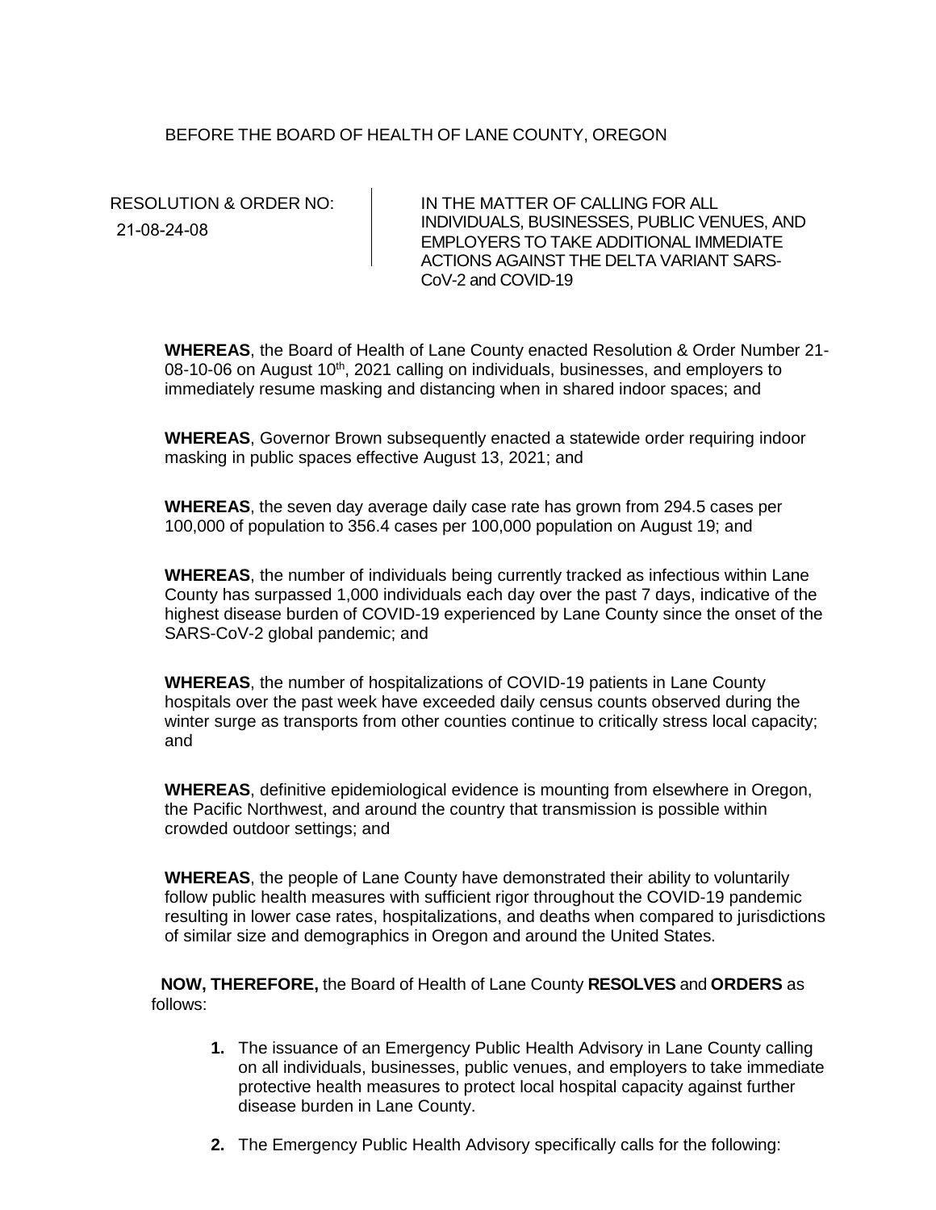BEFORE THE BOARD OF HEALTH OF LANE COUNTY, OREGON

| RESOLUTION & ORDER NO: 21-08-24-08 | IN THE MATTER OF CALLING FOR ALL INDIVIDUALS, BUSINESSES, PUBLIC VENUES, AND EMPLOYERS TO TAKE ADDITIONAL IMMEDIATE ACTIONS AGAINST THE DELTA VARIANT SARS-CoV-2 and COVID-19 |
|---|---|

**WHEREAS**, the Board of Health of Lane County enacted Resolution & Order Number 21-08-10-06 on August 10th, 2021 calling on individuals, businesses, and employers to immediately resume masking and distancing when in shared indoor spaces; and

**WHEREAS**, Governor Brown subsequently enacted a statewide order requiring indoor masking in public spaces effective August 13, 2021; and

**WHEREAS**, the seven day average daily case rate has grown from 294.5 cases per 100,000 of population to 356.4 cases per 100,000 population on August 19; and

**WHEREAS**, the number of individuals being currently tracked as infectious within Lane County has surpassed 1,000 individuals each day over the past 7 days, indicative of the highest disease burden of COVID-19 experienced by Lane County since the onset of the SARS-CoV-2 global pandemic; and

**WHEREAS**, the number of hospitalizations of COVID-19 patients in Lane County hospitals over the past week have exceeded daily census counts observed during the winter surge as transports from other counties continue to critically stress local capacity; and

**WHEREAS**, definitive epidemiological evidence is mounting from elsewhere in Oregon, the Pacific Northwest, and around the country that transmission is possible within crowded outdoor settings; and

**WHEREAS**, the people of Lane County have demonstrated their ability to voluntarily follow public health measures with sufficient rigor throughout the COVID-19 pandemic resulting in lower case rates, hospitalizations, and deaths when compared to jurisdictions of similar size and demographics in Oregon and around the United States.

**NOW, THEREFORE,** the Board of Health of Lane County **RESOLVES** and **ORDERS** as follows:

1. The issuance of an Emergency Public Health Advisory in Lane County calling on all individuals, businesses, public venues, and employers to take immediate protective health measures to protect local hospital capacity against further disease burden in Lane County.
2. The Emergency Public Health Advisory specifically calls for the following: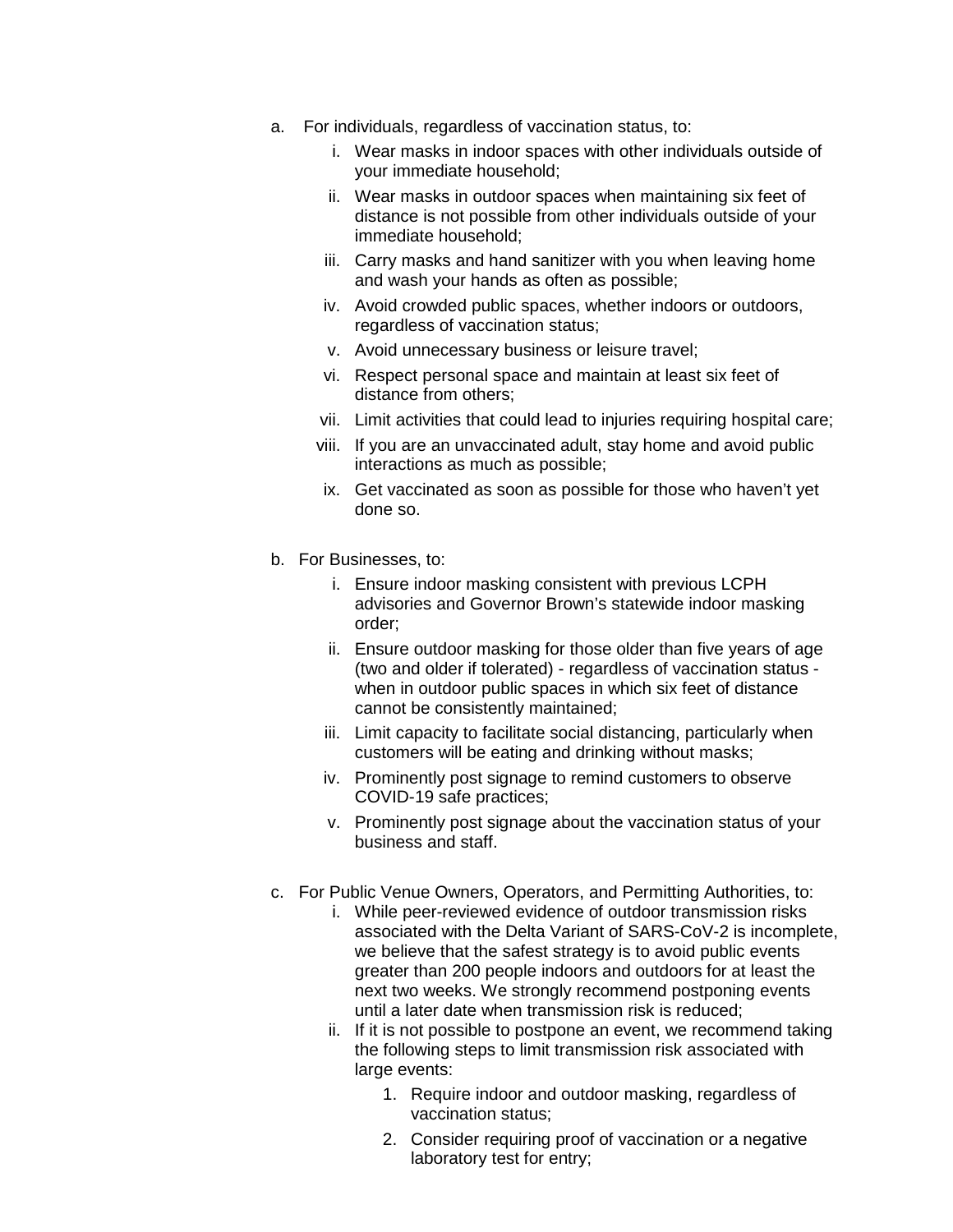a. For individuals, regardless of vaccination status, to:
    i. Wear masks in indoor spaces with other individuals outside of your immediate household;
    ii. Wear masks in outdoor spaces when maintaining six feet of distance is not possible from other individuals outside of your immediate household;
    iii. Carry masks and hand sanitizer with you when leaving home and wash your hands as often as possible;
    iv. Avoid crowded public spaces, whether indoors or outdoors, regardless of vaccination status;
    v. Avoid unnecessary business or leisure travel;
    vi. Respect personal space and maintain at least six feet of distance from others;
    vii. Limit activities that could lead to injuries requiring hospital care;
    viii. If you are an unvaccinated adult, stay home and avoid public interactions as much as possible;
    ix. Get vaccinated as soon as possible for those who haven't yet done so.

b. For Businesses, to:
    i. Ensure indoor masking consistent with previous LCPH advisories and Governor Brown's statewide indoor masking order;
    ii. Ensure outdoor masking for those older than five years of age (two and older if tolerated) - regardless of vaccination status - when in outdoor public spaces in which six feet of distance cannot be consistently maintained;
    iii. Limit capacity to facilitate social distancing, particularly when customers will be eating and drinking without masks;
    iv. Prominently post signage to remind customers to observe COVID-19 safe practices;
    v. Prominently post signage about the vaccination status of your business and staff.

c. For Public Venue Owners, Operators, and Permitting Authorities, to:
    i. While peer-reviewed evidence of outdoor transmission risks associated with the Delta Variant of SARS-CoV-2 is incomplete, we believe that the safest strategy is to avoid public events greater than 200 people indoors and outdoors for at least the next two weeks. We strongly recommend postponing events until a later date when transmission risk is reduced;
    ii. If it is not possible to postpone an event, we recommend taking the following steps to limit transmission risk associated with large events:
        1. Require indoor and outdoor masking, regardless of vaccination status;
        2. Consider requiring proof of vaccination or a negative laboratory test for entry;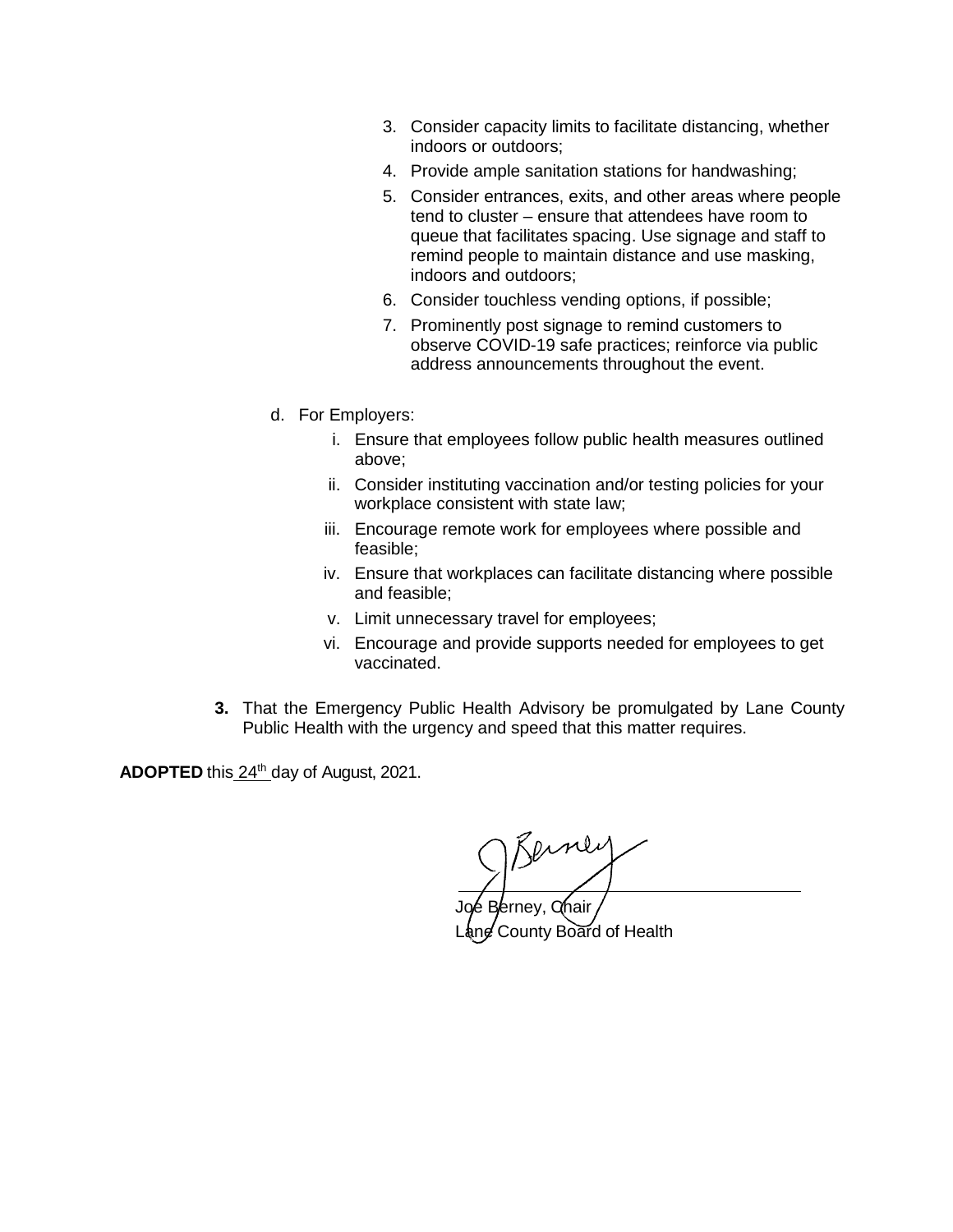3. Consider capacity limits to facilitate distancing, whether indoors or outdoors;
4. Provide ample sanitation stations for handwashing;
5. Consider entrances, exits, and other areas where people tend to cluster – ensure that attendees have room to queue that facilitates spacing. Use signage and staff to remind people to maintain distance and use masking, indoors and outdoors;
6. Consider touchless vending options, if possible;
7. Prominently post signage to remind customers to observe COVID-19 safe practices; reinforce via public address announcements throughout the event.

d. For Employers:

i. Ensure that employees follow public health measures outlined above;

ii. Consider instituting vaccination and/or testing policies for your workplace consistent with state law;

iii. Encourage remote work for employees where possible and feasible;

iv. Ensure that workplaces can facilitate distancing where possible and feasible;

v. Limit unnecessary travel for employees;

vi. Encourage and provide supports needed for employees to get vaccinated.

**3.** That the Emergency Public Health Advisory be promulgated by Lane County Public Health with the urgency and speed that this matter requires.

**ADOPTED** this 24th day of August, 2021.

Joe Berney, Chair
Lane County Board of Health